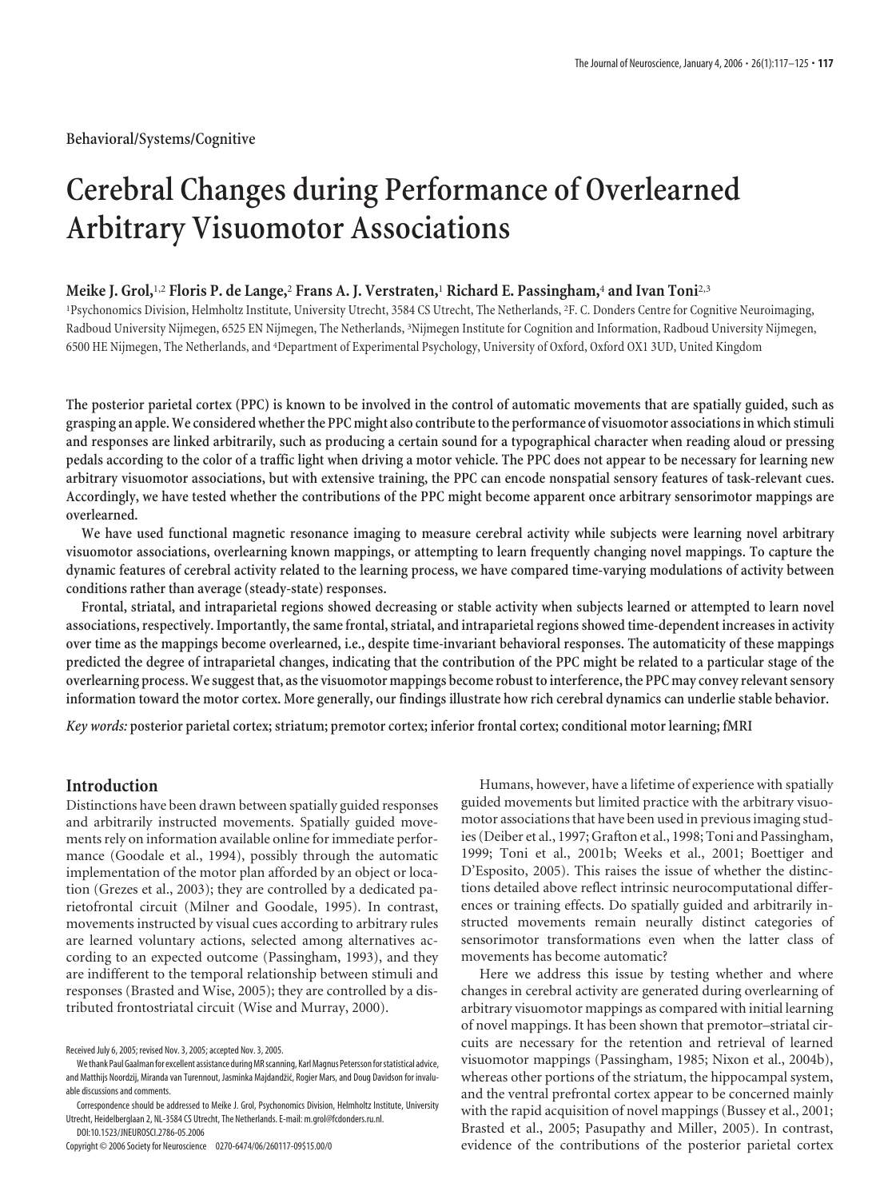Behavioral/Systems/Cognitive

# Cerebral Changes during Performance of Overlearned Arbitrary Visuomotor Associations

**Meike J. Grol,[1,2] Floris P. de Lange,[2] Frans A. J. Verstraten,[1] Richard E. Passingham,[4] and Ivan Toni[2,3]**

[1]Psychonomics Division, Helmholtz Institute, University Utrecht, 3584 CS Utrecht, The Netherlands, [2]F. C. Donders Centre for Cognitive Neuroimaging, Radboud University Nijmegen, 6525 EN Nijmegen, The Netherlands, [3]Nijmegen Institute for Cognition and Information, Radboud University Nijmegen, 6500 HE Nijmegen, The Netherlands, and [4]Department of Experimental Psychology, University of Oxford, Oxford OX1 3UD, United Kingdom

**The posterior parietal cortex (PPC) is known to be involved in the control of automatic movements that are spatially guided, such as grasping an apple. We considered whether the PPC might also contribute to the performance of visuomotor associations in which stimuli and responses are linked arbitrarily, such as producing a certain sound for a typographical character when reading aloud or pressing pedals according to the color of a traffic light when driving a motor vehicle. The PPC does not appear to be necessary for learning new arbitrary visuomotor associations, but with extensive training, the PPC can encode nonspatial sensory features of task-relevant cues. Accordingly, we have tested whether the contributions of the PPC might become apparent once arbitrary sensorimotor mappings are overlearned.**

**We have used functional magnetic resonance imaging to measure cerebral activity while subjects were learning novel arbitrary visuomotor associations, overlearning known mappings, or attempting to learn frequently changing novel mappings. To capture the dynamic features of cerebral activity related to the learning process, we have compared time-varying modulations of activity between conditions rather than average (steady-state) responses.**

**Frontal, striatal, and intraparietal regions showed decreasing or stable activity when subjects learned or attempted to learn novel associations, respectively. Importantly, the same frontal, striatal, and intraparietal regions showed time-dependent increases in activity over time as the mappings become overlearned, i.e., despite time-invariant behavioral responses. The automaticity of these mappings predicted the degree of intraparietal changes, indicating that the contribution of the PPC might be related to a particular stage of the overlearning process. We suggest that, as the visuomotor mappings become robust to interference, the PPC may convey relevant sensory information toward the motor cortex. More generally, our findings illustrate how rich cerebral dynamics can underlie stable behavior.**

*Key words:* **posterior parietal cortex; striatum; premotor cortex; inferior frontal cortex; conditional motor learning; fMRI**

## Introduction

Distinctions have been drawn between spatially guided responses and arbitrarily instructed movements. Spatially guided movements rely on information available online for immediate performance (Goodale et al., 1994), possibly through the automatic implementation of the motor plan afforded by an object or location (Grezes et al., 2003); they are controlled by a dedicated parietofrontal circuit (Milner and Goodale, 1995). In contrast, movements instructed by visual cues according to arbitrary rules are learned voluntary actions, selected among alternatives according to an expected outcome (Passingham, 1993), and they are indifferent to the temporal relationship between stimuli and responses (Brasted and Wise, 2005); they are controlled by a distributed frontostriatal circuit (Wise and Murray, 2000).

Humans, however, have a lifetime of experience with spatially guided movements but limited practice with the arbitrary visuomotor associations that have been used in previous imaging studies (Deiber et al., 1997; Grafton et al., 1998; Toni and Passingham, 1999; Toni et al., 2001b; Weeks et al., 2001; Boettiger and D'Esposito, 2005). This raises the issue of whether the distinctions detailed above reflect intrinsic neurocomputational differences or training effects. Do spatially guided and arbitrarily instructed movements remain neurally distinct categories of sensorimotor transformations even when the latter class of movements has become automatic?

Here we address this issue by testing whether and where changes in cerebral activity are generated during overlearning of arbitrary visuomotor mappings as compared with initial learning of novel mappings. It has been shown that premotor–striatal circuits are necessary for the retention and retrieval of learned visuomotor mappings (Passingham, 1985; Nixon et al., 2004b), whereas other portions of the striatum, the hippocampal system, and the ventral prefrontal cortex appear to be concerned mainly with the rapid acquisition of novel mappings (Bussey et al., 2001; Brasted et al., 2005; Pasupathy and Miller, 2005). In contrast, evidence of the contributions of the posterior parietal cortex

Received July 6, 2005; revised Nov. 3, 2005; accepted Nov. 3, 2005.

We thank Paul Gaalman for excellent assistance during MR scanning, Karl Magnus Petersson for statistical advice, and Matthijs Noordzij, Miranda van Turennout, Jasminka Majdandžić, Rogier Mars, and Doug Davidson for invaluable discussions and comments.

Correspondence should be addressed to Meike J. Grol, Psychonomics Division, Helmholtz Institute, University Utrecht, Heidelberglaan 2, NL-3584 CS Utrecht, The Netherlands. E-mail: m.grol@fcdonders.ru.nl.

DOI:10.1523/JNEUROSCI.2786-05.2006

Copyright © 2006 Society for Neuroscience 0270-6474/06/260117-09$15.00/0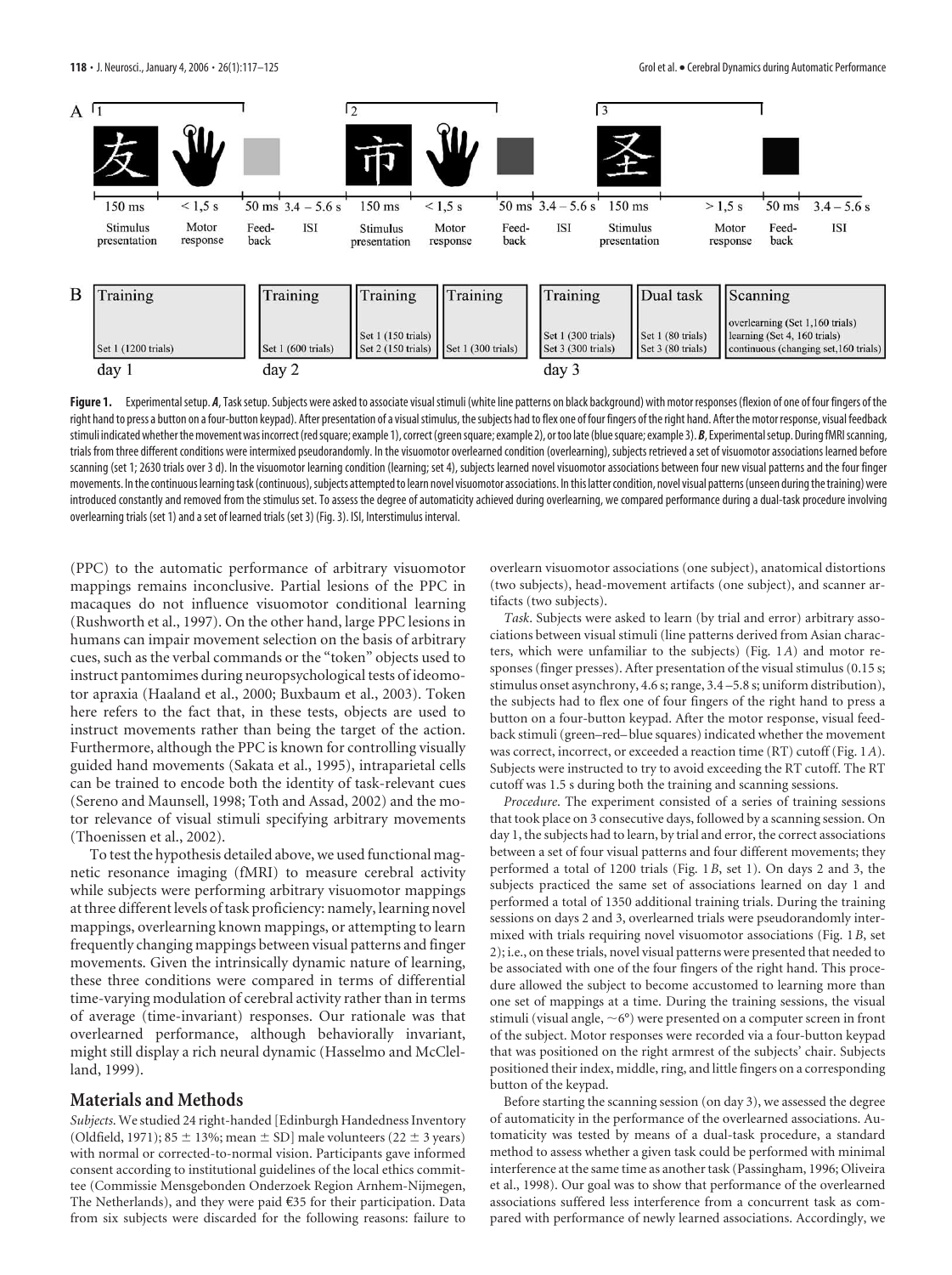**Figure 1.** Experimental setup. ***A***, Task setup. Subjects were asked to associate visual stimuli (white line patterns on black background) with motor responses (flexion of one of four fingers of the right hand to press a button on a four-button keypad). After presentation of a visual stimulus, the subjects had to flex one of four fingers of the right hand. After the motor response, visual feedback stimuli indicated whether the movement was incorrect (red square; example 1), correct (green square; example 2), or too late (blue square; example 3). ***B***, Experimental setup. During fMRI scanning, trials from three different conditions were intermixed pseudorandomly. In the visuomotor overlearned condition (overlearning), subjects retrieved a set of visuomotor associations learned before scanning (set 1; 2630 trials over 3 d). In the visuomotor learning condition (learning; set 4), subjects learned novel visuomotor associations between four new visual patterns and the four finger movements. In the continuous learning task (continuous), subjects attempted to learn novel visuomotor associations. In this latter condition, novel visual patterns (unseen during the training) were introduced constantly and removed from the stimulus set. To assess the degree of automaticity achieved during overlearning, we compared performance during a dual-task procedure involving overlearning trials (set 1) and a set of learned trials (set 3) (Fig. 3). ISI, Interstimulus interval.

(PPC) to the automatic performance of arbitrary visuomotor mappings remains inconclusive. Partial lesions of the PPC in macaques do not influence visuomotor conditional learning (Rushworth et al., 1997). On the other hand, large PPC lesions in humans can impair movement selection on the basis of arbitrary cues, such as the verbal commands or the "token" objects used to instruct pantomimes during neuropsychological tests of ideomotor apraxia (Haaland et al., 2000; Buxbaum et al., 2003). Token here refers to the fact that, in these tests, objects are used to instruct movements rather than being the target of the action. Furthermore, although the PPC is known for controlling visually guided hand movements (Sakata et al., 1995), intraparietal cells can be trained to encode both the identity of task-relevant cues (Sereno and Maunsell, 1998; Toth and Assad, 2002) and the motor relevance of visual stimuli specifying arbitrary movements (Thoenissen et al., 2002).

To test the hypothesis detailed above, we used functional magnetic resonance imaging (fMRI) to measure cerebral activity while subjects were performing arbitrary visuomotor mappings at three different levels of task proficiency: namely, learning novel mappings, overlearning known mappings, or attempting to learn frequently changing mappings between visual patterns and finger movements. Given the intrinsically dynamic nature of learning, these three conditions were compared in terms of differential time-varying modulation of cerebral activity rather than in terms of average (time-invariant) responses. Our rationale was that overlearned performance, although behaviorally invariant, might still display a rich neural dynamic (Hasselmo and McClelland, 1999).

## Materials and Methods

*Subjects.* We studied 24 right-handed [Edinburgh Handedness Inventory (Oldfield, 1971); 85 ± 13%; mean ± SD] male volunteers (22 ± 3 years) with normal or corrected-to-normal vision. Participants gave informed consent according to institutional guidelines of the local ethics committee (Commissie Mensgebonden Onderzoek Region Arnhem-Nijmegen, The Netherlands), and they were paid €35 for their participation. Data from six subjects were discarded for the following reasons: failure to overlearn visuomotor associations (one subject), anatomical distortions (two subjects), head-movement artifacts (one subject), and scanner artifacts (two subjects).

*Task.* Subjects were asked to learn (by trial and error) arbitrary associations between visual stimuli (line patterns derived from Asian characters, which were unfamiliar to the subjects) (Fig. 1*A*) and motor responses (finger presses). After presentation of the visual stimulus (0.15 s; stimulus onset asynchrony, 4.6 s; range, 3.4–5.8 s; uniform distribution), the subjects had to flex one of four fingers of the right hand to press a button on a four-button keypad. After the motor response, visual feedback stimuli (green–red–blue squares) indicated whether the movement was correct, incorrect, or exceeded a reaction time (RT) cutoff (Fig. 1*A*). Subjects were instructed to try to avoid exceeding the RT cutoff. The RT cutoff was 1.5 s during both the training and scanning sessions.

*Procedure.* The experiment consisted of a series of training sessions that took place on 3 consecutive days, followed by a scanning session. On day 1, the subjects had to learn, by trial and error, the correct associations between a set of four visual patterns and four different movements; they performed a total of 1200 trials (Fig. 1*B*, set 1). On days 2 and 3, the subjects practiced the same set of associations learned on day 1 and performed a total of 1350 additional training trials. During the training sessions on days 2 and 3, overlearned trials were pseudorandomly intermixed with trials requiring novel visuomotor associations (Fig. 1*B*, set 2); i.e., on these trials, novel visual patterns were presented that needed to be associated with one of the four fingers of the right hand. This procedure allowed the subject to become accustomed to learning more than one set of mappings at a time. During the training sessions, the visual stimuli (visual angle, ~6°) were presented on a computer screen in front of the subject. Motor responses were recorded via a four-button keypad that was positioned on the right armrest of the subjects' chair. Subjects positioned their index, middle, ring, and little fingers on a corresponding button of the keypad.

Before starting the scanning session (on day 3), we assessed the degree of automaticity in the performance of the overlearned associations. Automaticity was tested by means of a dual-task procedure, a standard method to assess whether a given task could be performed with minimal interference at the same time as another task (Passingham, 1996; Oliveira et al., 1998). Our goal was to show that performance of the overlearned associations suffered less interference from a concurrent task as compared with performance of newly learned associations. Accordingly, we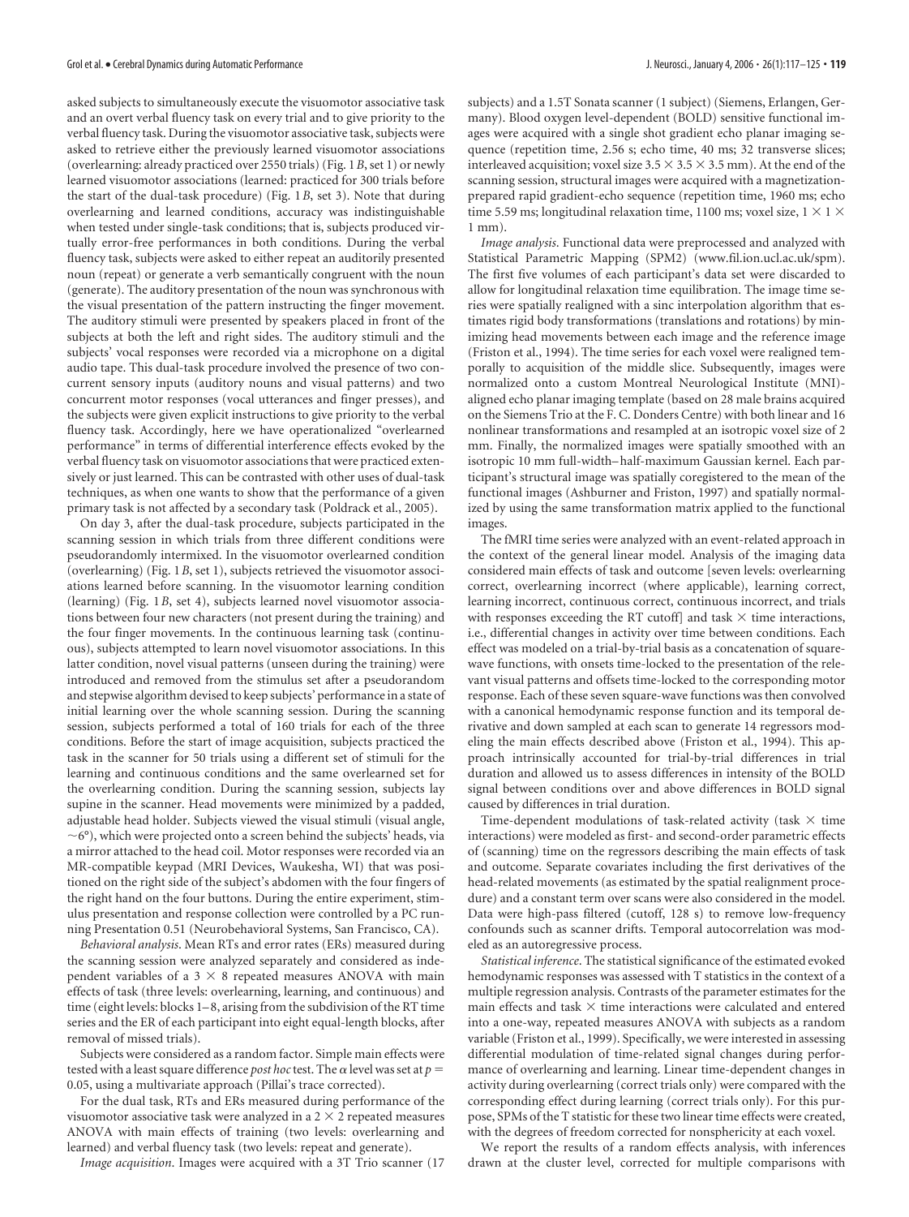asked subjects to simultaneously execute the visuomotor associative task and an overt verbal fluency task on every trial and to give priority to the verbal fluency task. During the visuomotor associative task, subjects were asked to retrieve either the previously learned visuomotor associations (overlearning: already practiced over 2550 trials) (Fig. 1*B*, set 1) or newly learned visuomotor associations (learned: practiced for 300 trials before the start of the dual-task procedure) (Fig. 1*B*, set 3). Note that during overlearning and learned conditions, accuracy was indistinguishable when tested under single-task conditions; that is, subjects produced virtually error-free performances in both conditions. During the verbal fluency task, subjects were asked to either repeat an auditorily presented noun (repeat) or generate a verb semantically congruent with the noun (generate). The auditory presentation of the noun was synchronous with the visual presentation of the pattern instructing the finger movement. The auditory stimuli were presented by speakers placed in front of the subjects at both the left and right sides. The auditory stimuli and the subjects' vocal responses were recorded via a microphone on a digital audio tape. This dual-task procedure involved the presence of two concurrent sensory inputs (auditory nouns and visual patterns) and two concurrent motor responses (vocal utterances and finger presses), and the subjects were given explicit instructions to give priority to the verbal fluency task. Accordingly, here we have operationalized "overlearned performance" in terms of differential interference effects evoked by the verbal fluency task on visuomotor associations that were practiced extensively or just learned. This can be contrasted with other uses of dual-task techniques, as when one wants to show that the performance of a given primary task is not affected by a secondary task (Poldrack et al., 2005).

On day 3, after the dual-task procedure, subjects participated in the scanning session in which trials from three different conditions were pseudorandomly intermixed. In the visuomotor overlearned condition (overlearning) (Fig. 1*B*, set 1), subjects retrieved the visuomotor associations learned before scanning. In the visuomotor learning condition (learning) (Fig. 1*B*, set 4), subjects learned novel visuomotor associations between four new characters (not present during the training) and the four finger movements. In the continuous learning task (continuous), subjects attempted to learn novel visuomotor associations. In this latter condition, novel visual patterns (unseen during the training) were introduced and removed from the stimulus set after a pseudorandom and stepwise algorithm devised to keep subjects' performance in a state of initial learning over the whole scanning session. During the scanning session, subjects performed a total of 160 trials for each of the three conditions. Before the start of image acquisition, subjects practiced the task in the scanner for 50 trials using a different set of stimuli for the learning and continuous conditions and the same overlearned set for the overlearning condition. During the scanning session, subjects lay supine in the scanner. Head movements were minimized by a padded, adjustable head holder. Subjects viewed the visual stimuli (visual angle, ~6°), which were projected onto a screen behind the subjects' heads, via a mirror attached to the head coil. Motor responses were recorded via an MR-compatible keypad (MRI Devices, Waukesha, WI) that was positioned on the right side of the subject's abdomen with the four fingers of the right hand on the four buttons. During the entire experiment, stimulus presentation and response collection were controlled by a PC running Presentation 0.51 (Neurobehavioral Systems, San Francisco, CA).

*Behavioral analysis*. Mean RTs and error rates (ERs) measured during the scanning session were analyzed separately and considered as independent variables of a 3 × 8 repeated measures ANOVA with main effects of task (three levels: overlearning, learning, and continuous) and time (eight levels: blocks 1–8, arising from the subdivision of the RT time series and the ER of each participant into eight equal-length blocks, after removal of missed trials).

Subjects were considered as a random factor. Simple main effects were tested with a least square difference *post hoc* test. The α level was set at $p = 0.05$, using a multivariate approach (Pillai's trace corrected).

For the dual task, RTs and ERs measured during performance of the visuomotor associative task were analyzed in a 2 × 2 repeated measures ANOVA with main effects of training (two levels: overlearning and learned) and verbal fluency task (two levels: repeat and generate).

*Image acquisition*. Images were acquired with a 3T Trio scanner (17 subjects) and a 1.5T Sonata scanner (1 subject) (Siemens, Erlangen, Germany). Blood oxygen level-dependent (BOLD) sensitive functional images were acquired with a single shot gradient echo planar imaging sequence (repetition time, 2.56 s; echo time, 40 ms; 32 transverse slices; interleaved acquisition; voxel size 3.5 × 3.5 × 3.5 mm). At the end of the scanning session, structural images were acquired with a magnetization-prepared rapid gradient-echo sequence (repetition time, 1960 ms; echo time 5.59 ms; longitudinal relaxation time, 1100 ms; voxel size, 1 × 1 × 1 mm).

*Image analysis*. Functional data were preprocessed and analyzed with Statistical Parametric Mapping (SPM2) (www.fil.ion.ucl.ac.uk/spm). The first five volumes of each participant's data set were discarded to allow for longitudinal relaxation time equilibration. The image time series were spatially realigned with a sinc interpolation algorithm that estimates rigid body transformations (translations and rotations) by minimizing head movements between each image and the reference image (Friston et al., 1994). The time series for each voxel were realigned temporally to acquisition of the middle slice. Subsequently, images were normalized onto a custom Montreal Neurological Institute (MNI)-aligned echo planar imaging template (based on 28 male brains acquired on the Siemens Trio at the F. C. Donders Centre) with both linear and 16 nonlinear transformations and resampled at an isotropic voxel size of 2 mm. Finally, the normalized images were spatially smoothed with an isotropic 10 mm full-width–half-maximum Gaussian kernel. Each participant's structural image was spatially coregistered to the mean of the functional images (Ashburner and Friston, 1997) and spatially normalized by using the same transformation matrix applied to the functional images.

The fMRI time series were analyzed with an event-related approach in the context of the general linear model. Analysis of the imaging data considered main effects of task and outcome [seven levels: overlearning correct, overlearning incorrect (where applicable), learning correct, learning incorrect, continuous correct, continuous incorrect, and trials with responses exceeding the RT cutoff] and task × time interactions, i.e., differential changes in activity over time between conditions. Each effect was modeled on a trial-by-trial basis as a concatenation of square-wave functions, with onsets time-locked to the presentation of the relevant visual patterns and offsets time-locked to the corresponding motor response. Each of these seven square-wave functions was then convolved with a canonical hemodynamic response function and its temporal derivative and down sampled at each scan to generate 14 regressors modeling the main effects described above (Friston et al., 1994). This approach intrinsically accounted for trial-by-trial differences in trial duration and allowed us to assess differences in intensity of the BOLD signal between conditions over and above differences in BOLD signal caused by differences in trial duration.

Time-dependent modulations of task-related activity (task × time interactions) were modeled as first- and second-order parametric effects of (scanning) time on the regressors describing the main effects of task and outcome. Separate covariates including the first derivatives of the head-related movements (as estimated by the spatial realignment procedure) and a constant term over scans were also considered in the model. Data were high-pass filtered (cutoff, 128 s) to remove low-frequency confounds such as scanner drifts. Temporal autocorrelation was modeled as an autoregressive process.

*Statistical inference*. The statistical significance of the estimated evoked hemodynamic responses was assessed with T statistics in the context of a multiple regression analysis. Contrasts of the parameter estimates for the main effects and task × time interactions were calculated and entered into a one-way, repeated measures ANOVA with subjects as a random variable (Friston et al., 1999). Specifically, we were interested in assessing differential modulation of time-related signal changes during performance of overlearning and learning. Linear time-dependent changes in activity during overlearning (correct trials only) were compared with the corresponding effect during learning (correct trials only). For this purpose, SPMs of the T statistic for these two linear time effects were created, with the degrees of freedom corrected for nonsphericity at each voxel.

We report the results of a random effects analysis, with inferences drawn at the cluster level, corrected for multiple comparisons with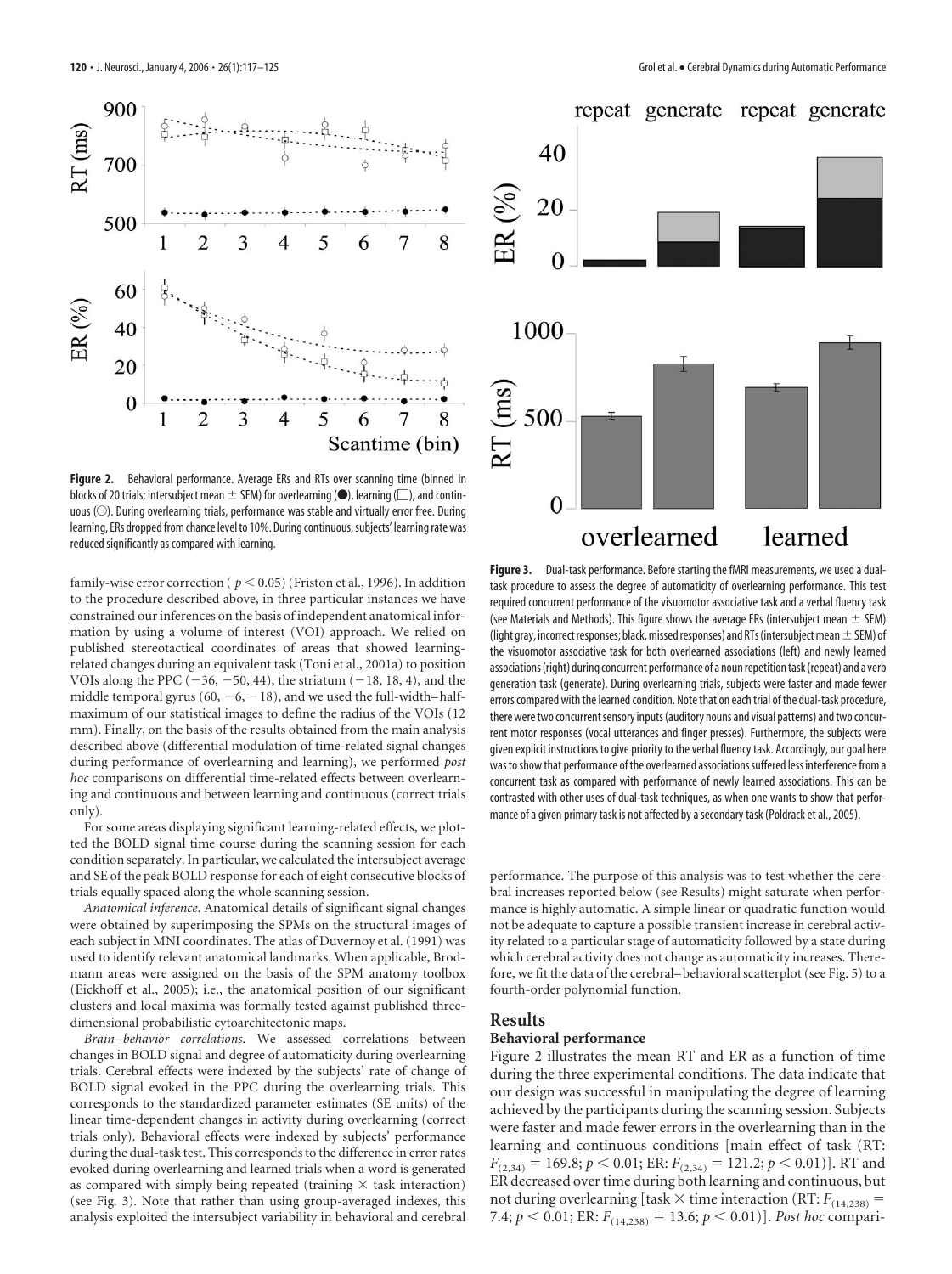RT (ms)
900
700
500
1 2 3 4 5 6 7 8

ER (%)
60
40
20
0
1 2 3 4 5 6 7 8
Scantime (bin)

**Figure 2.** Behavioral performance. Average ERs and RTs over scanning time (binned in blocks of 20 trials; intersubject mean ± SEM) for overlearning (●), learning (□), and continuous (○). During overlearning trials, performance was stable and virtually error free. During learning, ERs dropped from chance level to 10%. During continuous, subjects' learning rate was reduced significantly as compared with learning.

repeat generate repeat generate
ER (%)
40
20
0

RT (ms)
1000
500
0
overlearned learned

**Figure 3.** Dual-task performance. Before starting the fMRI measurements, we used a dual-task procedure to assess the degree of automaticity of overlearning performance. This test required concurrent performance of the visuomotor associative task and a verbal fluency task (see Materials and Methods). This figure shows the average ERs (intersubject mean ± SEM) (light gray, incorrect responses; black, missed responses) and RTs (intersubject mean ± SEM) of the visuomotor associative task for both overlearned associations (left) and newly learned associations (right) during concurrent performance of a noun repetition task (repeat) and a verb generation task (generate). During overlearning trials, subjects were faster and made fewer errors compared with the learned condition. Note that on each trial of the dual-task procedure, there were two concurrent sensory inputs (auditory nouns and visual patterns) and two concurrent motor responses (vocal utterances and finger presses). Furthermore, the subjects were given explicit instructions to give priority to the verbal fluency task. Accordingly, our goal here was to show that performance of the overlearned associations suffered less interference from a concurrent task as compared with performance of newly learned associations. This can be contrasted with other uses of dual-task techniques, as when one wants to show that performance of a given primary task is not affected by a secondary task (Poldrack et al., 2005).

family-wise error correction ( $p < 0.05$) (Friston et al., 1996). In addition to the procedure described above, in three particular instances we have constrained our inferences on the basis of independent anatomical information by using a volume of interest (VOI) approach. We relied on published stereotactical coordinates of areas that showed learning-related changes during an equivalent task (Toni et al., 2001a) to position VOIs along the PPC (−36, −50, 44), the striatum (−18, 18, 4), and the middle temporal gyrus (60, −6, −18), and we used the full-width–half-maximum of our statistical images to define the radius of the VOIs (12 mm). Finally, on the basis of the results obtained from the main analysis described above (differential modulation of time-related signal changes during performance of overlearning and learning), we performed *post hoc* comparisons on differential time-related effects between overlearning and continuous and between learning and continuous (correct trials only).

For some areas displaying significant learning-related effects, we plotted the BOLD signal time course during the scanning session for each condition separately. In particular, we calculated the intersubject average and SE of the peak BOLD response for each of eight consecutive blocks of trials equally spaced along the whole scanning session.

*Anatomical inference*. Anatomical details of significant signal changes were obtained by superimposing the SPMs on the structural images of each subject in MNI coordinates. The atlas of Duvernoy et al. (1991) was used to identify relevant anatomical landmarks. When applicable, Brodmann areas were assigned on the basis of the SPM anatomy toolbox (Eickhoff et al., 2005); i.e., the anatomical position of our significant clusters and local maxima was formally tested against published three-dimensional probabilistic cytoarchitectonic maps.

*Brain–behavior correlations*. We assessed correlations between changes in BOLD signal and degree of automaticity during overlearning trials. Cerebral effects were indexed by the subjects' rate of change of BOLD signal evoked in the PPC during the overlearning trials. This corresponds to the standardized parameter estimates (SE units) of the linear time-dependent changes in activity during overlearning (correct trials only). Behavioral effects were indexed by subjects' performance during the dual-task test. This corresponds to the difference in error rates evoked during overlearning and learned trials when a word is generated as compared with simply being repeated (training × task interaction) (see Fig. 3). Note that rather than using group-averaged indexes, this analysis exploited the intersubject variability in behavioral and cerebral performance. The purpose of this analysis was to test whether the cerebral increases reported below (see Results) might saturate when performance is highly automatic. A simple linear or quadratic function would not be adequate to capture a possible transient increase in cerebral activity related to a particular stage of automaticity followed by a state during which cerebral activity does not change as automaticity increases. Therefore, we fit the data of the cerebral–behavioral scatterplot (see Fig. 5) to a fourth-order polynomial function.

## Results

### Behavioral performance

Figure 2 illustrates the mean RT and ER as a function of time during the three experimental conditions. The data indicate that our design was successful in manipulating the degree of learning achieved by the participants during the scanning session. Subjects were faster and made fewer errors in the overlearning than in the learning and continuous conditions [main effect of task (RT: $F_{(2,34)} = 169.8$; $p < 0.01$; ER: $F_{(2,34)} = 121.2$; $p < 0.01$)]. RT and ER decreased over time during both learning and continuous, but not during overlearning [task × time interaction (RT: $F_{(14,238)} = 7.4$; $p < 0.01$; ER: $F_{(14,238)} = 13.6$; $p < 0.01$)]. *Post hoc* compari-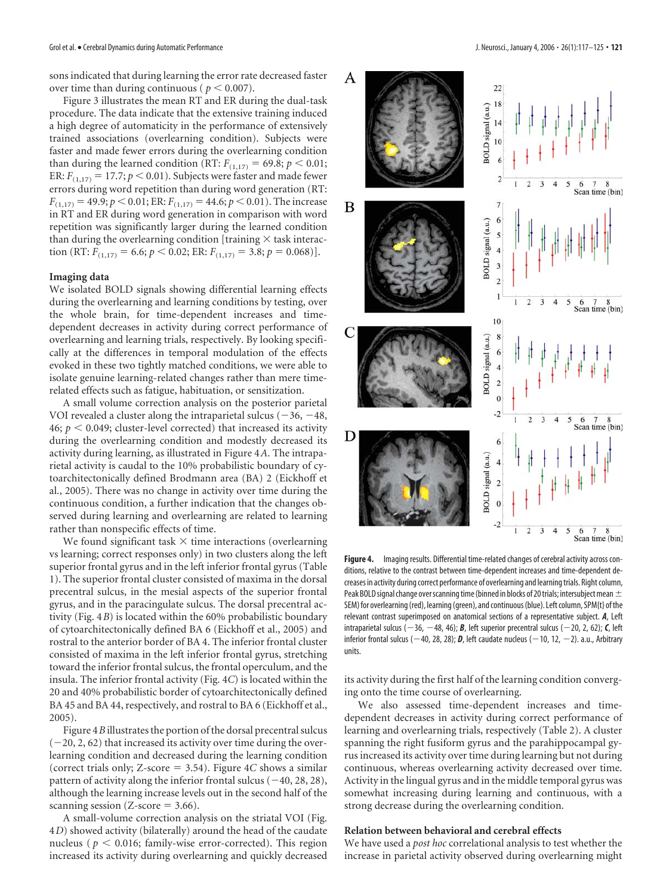sons indicated that during learning the error rate decreased faster over time than during continuous ( $p < 0.007$).

Figure 3 illustrates the mean RT and ER during the dual-task procedure. The data indicate that the extensive training induced a high degree of automaticity in the performance of extensively trained associations (overlearning condition). Subjects were faster and made fewer errors during the overlearning condition than during the learned condition (RT: $F_{(1,17)} = 69.8$; $p < 0.01$; ER: $F_{(1,17)} = 17.7$; $p < 0.01$). Subjects were faster and made fewer errors during word repetition than during word generation (RT: $F_{(1,17)} = 49.9$; $p < 0.01$; ER: $F_{(1,17)} = 44.6$; $p < 0.01$). The increase in RT and ER during word generation in comparison with word repetition was significantly larger during the learned condition than during the overlearning condition [training × task interaction (RT: $F_{(1,17)} = 6.6$; $p < 0.02$; ER: $F_{(1,17)} = 3.8$; $p = 0.068$)].

### Imaging data

We isolated BOLD signals showing differential learning effects during the overlearning and learning conditions by testing, over the whole brain, for time-dependent increases and time-dependent decreases in activity during correct performance of overlearning and learning trials, respectively. By looking specifically at the differences in temporal modulation of the effects evoked in these two tightly matched conditions, we were able to isolate genuine learning-related changes rather than mere time-related effects such as fatigue, habituation, or sensitization.

A small volume correction analysis on the posterior parietal VOI revealed a cluster along the intraparietal sulcus (−36, −48, 46; $p < 0.049$; cluster-level corrected) that increased its activity during the overlearning condition and modestly decreased its activity during learning, as illustrated in Figure 4*A*. The intraparietal activity is caudal to the 10% probabilistic boundary of cytoarchitectonically defined Brodmann area (BA) 2 (Eickhoff et al., 2005). There was no change in activity over time during the continuous condition, a further indication that the changes observed during learning and overlearning are related to learning rather than nonspecific effects of time.

We found significant task × time interactions (overlearning vs learning; correct responses only) in two clusters along the left superior frontal gyrus and in the left inferior frontal gyrus (Table 1). The superior frontal cluster consisted of maxima in the dorsal precentral sulcus, in the mesial aspects of the superior frontal gyrus, and in the paracingulate sulcus. The dorsal precentral activity (Fig. 4*B*) is located within the 60% probabilistic boundary of cytoarchitectonically defined BA 6 (Eickhoff et al., 2005) and rostral to the anterior border of BA 4. The inferior frontal cluster consisted of maxima in the left inferior frontal gyrus, stretching toward the inferior frontal sulcus, the frontal operculum, and the insula. The inferior frontal activity (Fig. 4*C*) is located within the 20 and 40% probabilistic border of cytoarchitectonically defined BA 45 and BA 44, respectively, and rostral to BA 6 (Eickhoff et al., 2005).

Figure 4*B* illustrates the portion of the dorsal precentral sulcus (−20, 2, 62) that increased its activity over time during the overlearning condition and decreased during the learning condition (correct trials only; Z-score = 3.54). Figure 4*C* shows a similar pattern of activity along the inferior frontal sulcus (−40, 28, 28), although the learning increase levels out in the second half of the scanning session (Z-score = 3.66).

A small-volume correction analysis on the striatal VOI (Fig. 4*D*) showed activity (bilaterally) around the head of the caudate nucleus ( $p < 0.016$; family-wise error-corrected). This region increased its activity during overlearning and quickly decreased its activity during the first half of the learning condition converging onto the time course of overlearning.

**Figure 4.** Imaging results. Differential time-related changes of cerebral activity across conditions, relative to the contrast between time-dependent increases and time-dependent decreases in activity during correct performance of overlearning and learning trials. Right column, Peak BOLD signal change over scanning time (binned in blocks of 20 trials; intersubject mean ± SEM) for overlearning (red), learning (green), and continuous (blue). Left column, SPM{t} of the relevant contrast superimposed on anatomical sections of a representative subject. ***A***, Left intraparietal sulcus (−36, −48, 46); ***B***, left superior precentral sulcus (−20, 2, 62); ***C***, left inferior frontal sulcus (−40, 28, 28); ***D***, left caudate nucleus (−10, 12, −2). a.u., Arbitrary units.

We also assessed time-dependent increases and time-dependent decreases in activity during correct performance of learning and overlearning trials, respectively (Table 2). A cluster spanning the right fusiform gyrus and the parahippocampal gyrus increased its activity over time during learning but not during continuous, whereas overlearning activity decreased over time. Activity in the lingual gyrus and in the middle temporal gyrus was somewhat increasing during learning and continuous, with a strong decrease during the overlearning condition.

### Relation between behavioral and cerebral effects

We have used a *post hoc* correlational analysis to test whether the increase in parietal activity observed during overlearning might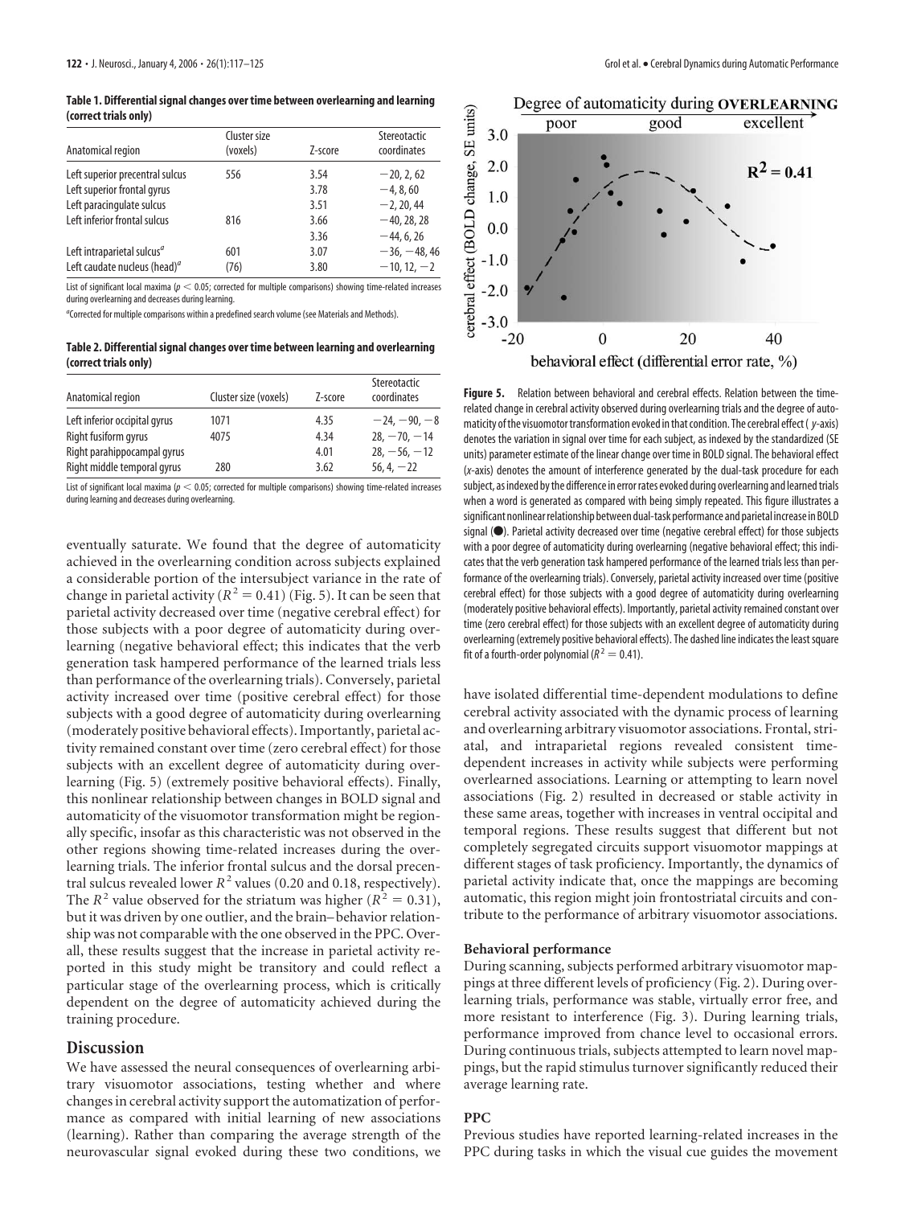**Table 1. Differential signal changes over time between overlearning and learning (correct trials only)**

| Anatomical region | Cluster size (voxels) | Z-score | Stereotactic coordinates |
| --- | --- | --- | --- |
| Left superior precentral sulcus | 556 | 3.54 | −20, 2, 62 |
| Left superior frontal gyrus | | 3.78 | −4, 8, 60 |
| Left paracingulate sulcus | | 3.51 | −2, 20, 44 |
| Left inferior frontal sulcus | 816 | 3.66 | −40, 28, 28 |
| | | 3.36 | −44, 6, 26 |
| Left intraparietal sulcus[a] | 601 | 3.07 | −36, −48, 46 |
| Left caudate nucleus (head)[a] | (76) | 3.80 | −10, 12, −2 |

List of significant local maxima ($p < 0.05$; corrected for multiple comparisons) showing time-related increases during overlearning and decreases during learning.

[a]Corrected for multiple comparisons within a predefined search volume (see Materials and Methods).

**Table 2. Differential signal changes over time between learning and overlearning (correct trials only)**

| Anatomical region | Cluster size (voxels) | Z-score | Stereotactic coordinates |
| --- | --- | --- | --- |
| Left inferior occipital gyrus | 1071 | 4.35 | −24, −90, −8 |
| Right fusiform gyrus | 4075 | 4.34 | 28, −70, −14 |
| Right parahippocampal gyrus | | 4.01 | 28, −56, −12 |
| Right middle temporal gyrus | 280 | 3.62 | 56, 4, −22 |

List of significant local maxima ($p < 0.05$; corrected for multiple comparisons) showing time-related increases during learning and decreases during overlearning.

eventually saturate. We found that the degree of automaticity achieved in the overlearning condition across subjects explained a considerable portion of the intersubject variance in the rate of change in parietal activity ($R^2 = 0.41$) (Fig. 5). It can be seen that parietal activity decreased over time (negative cerebral effect) for those subjects with a poor degree of automaticity during overlearning (negative behavioral effect; this indicates that the verb generation task hampered performance of the learned trials less than performance of the overlearning trials). Conversely, parietal activity increased over time (positive cerebral effect) for those subjects with a good degree of automaticity during overlearning (moderately positive behavioral effects). Importantly, parietal activity remained constant over time (zero cerebral effect) for those subjects with an excellent degree of automaticity during overlearning (Fig. 5) (extremely positive behavioral effects). Finally, this nonlinear relationship between changes in BOLD signal and automaticity of the visuomotor transformation might be regionally specific, insofar as this characteristic was not observed in the other regions showing time-related increases during the overlearning trials. The inferior frontal sulcus and the dorsal precentral sulcus revealed lower $R^2$ values (0.20 and 0.18, respectively). The $R^2$ value observed for the striatum was higher ($R^2 = 0.31$), but it was driven by one outlier, and the brain–behavior relationship was not comparable with the one observed in the PPC. Overall, these results suggest that the increase in parietal activity reported in this study might be transitory and could reflect a particular stage of the overlearning process, which is critically dependent on the degree of automaticity achieved during the training procedure.

Degree of automaticity during OVERLEARNING
poor
good
excellent
$R^2 = 0.41$
cerebral effect (BOLD change, SE units)
3.0
2.0
1.0
0.0
-1.0
-2.0
-3.0
-20
0
20
40
behavioral effect (differential error rate, %)

**Figure 5.** Relation between behavioral and cerebral effects. Relation between the time-related change in cerebral activity observed during overlearning trials and the degree of automaticity of the visuomotor transformation evoked in that condition. The cerebral effect (*y*-axis) denotes the variation in signal over time for each subject, as indexed by the standardized (SE units) parameter estimate of the linear change over time in BOLD signal. The behavioral effect (*x*-axis) denotes the amount of interference generated by the dual-task procedure for each subject, as indexed by the difference in error rates evoked during overlearning and learned trials when a word is generated as compared with being simply repeated. This figure illustrates a significant nonlinear relationship between dual-task performance and parietal increase in BOLD signal (●). Parietal activity decreased over time (negative cerebral effect) for those subjects with a poor degree of automaticity during overlearning (negative behavioral effect; this indicates that the verb generation task hampered performance of the learned trials less than performance of the overlearning trials). Conversely, parietal activity increased over time (positive cerebral effect) for those subjects with a good degree of automaticity during overlearning (moderately positive behavioral effects). Importantly, parietal activity remained constant over time (zero cerebral effect) for those subjects with an excellent degree of automaticity during overlearning (extremely positive behavioral effects). The dashed line indicates the least square fit of a fourth-order polynomial ($R^2 = 0.41$).

have isolated differential time-dependent modulations to define cerebral activity associated with the dynamic process of learning and overlearning arbitrary visuomotor associations. Frontal, striatal, and intraparietal regions revealed consistent time-dependent increases in activity while subjects were performing overlearned associations. Learning or attempting to learn novel associations (Fig. 2) resulted in decreased or stable activity in these same areas, together with increases in ventral occipital and temporal regions. These results suggest that different but not completely segregated circuits support visuomotor mappings at different stages of task proficiency. Importantly, the dynamics of parietal activity indicate that, once the mappings are becoming automatic, this region might join frontostriatal circuits and contribute to the performance of arbitrary visuomotor associations.

## Discussion

We have assessed the neural consequences of overlearning arbitrary visuomotor associations, testing whether and where changes in cerebral activity support the automatization of performance as compared with initial learning of new associations (learning). Rather than comparing the average strength of the neurovascular signal evoked during these two conditions, we

### Behavioral performance

During scanning, subjects performed arbitrary visuomotor mappings at three different levels of proficiency (Fig. 2). During overlearning trials, performance was stable, virtually error free, and more resistant to interference (Fig. 3). During learning trials, performance improved from chance level to occasional errors. During continuous trials, subjects attempted to learn novel mappings, but the rapid stimulus turnover significantly reduced their average learning rate.

### PPC

Previous studies have reported learning-related increases in the PPC during tasks in which the visual cue guides the movement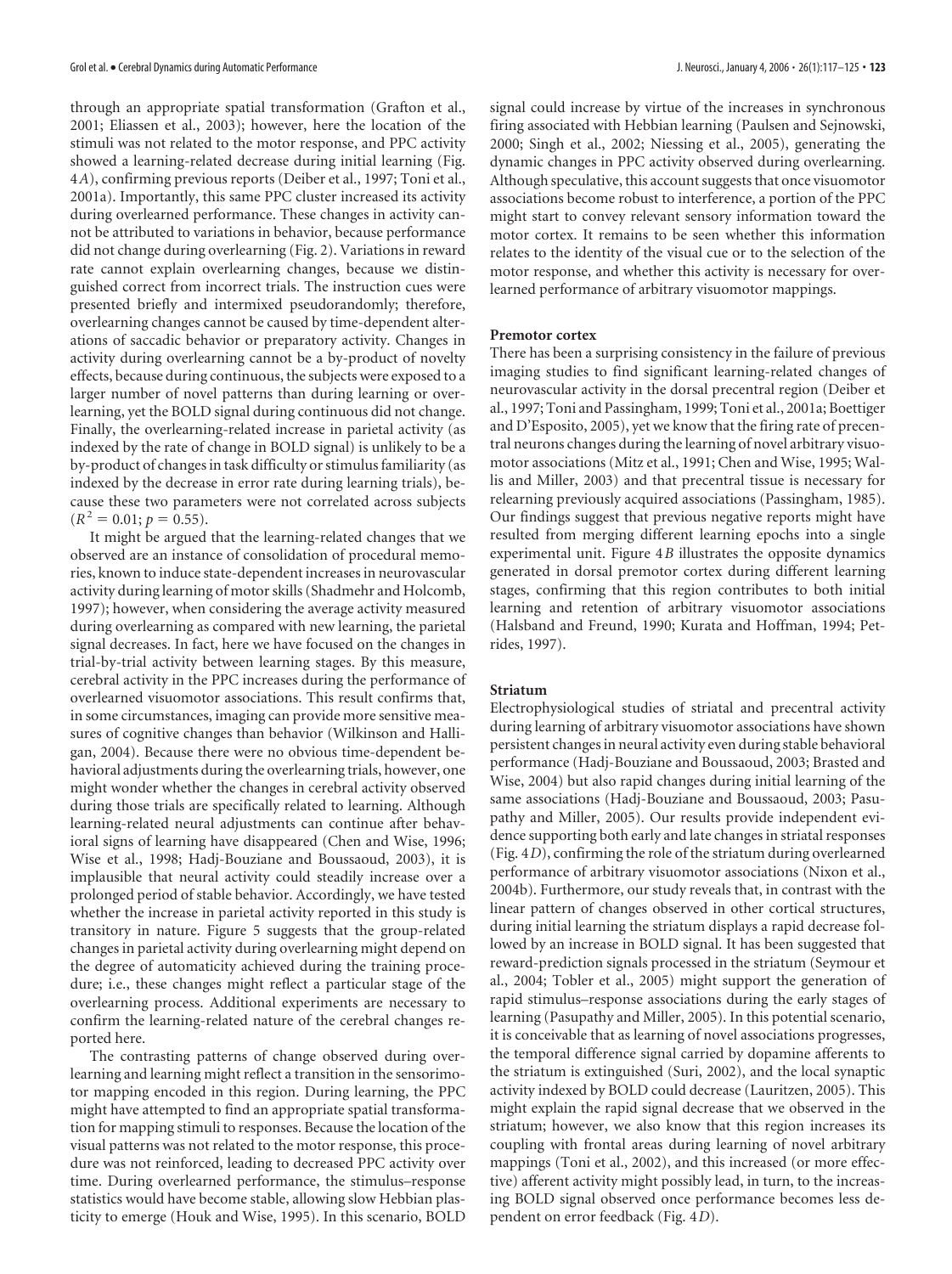through an appropriate spatial transformation (Grafton et al., 2001; Eliassen et al., 2003); however, here the location of the stimuli was not related to the motor response, and PPC activity showed a learning-related decrease during initial learning (Fig. 4*A*), confirming previous reports (Deiber et al., 1997; Toni et al., 2001a). Importantly, this same PPC cluster increased its activity during overlearned performance. These changes in activity cannot be attributed to variations in behavior, because performance did not change during overlearning (Fig. 2). Variations in reward rate cannot explain overlearning changes, because we distinguished correct from incorrect trials. The instruction cues were presented briefly and intermixed pseudorandomly; therefore, overlearning changes cannot be caused by time-dependent alterations of saccadic behavior or preparatory activity. Changes in activity during overlearning cannot be a by-product of novelty effects, because during continuous, the subjects were exposed to a larger number of novel patterns than during learning or overlearning, yet the BOLD signal during continuous did not change. Finally, the overlearning-related increase in parietal activity (as indexed by the rate of change in BOLD signal) is unlikely to be a by-product of changes in task difficulty or stimulus familiarity (as indexed by the decrease in error rate during learning trials), because these two parameters were not correlated across subjects ($R^2 = 0.01$; $p = 0.55$).

It might be argued that the learning-related changes that we observed are an instance of consolidation of procedural memories, known to induce state-dependent increases in neurovascular activity during learning of motor skills (Shadmehr and Holcomb, 1997); however, when considering the average activity measured during overlearning as compared with new learning, the parietal signal decreases. In fact, here we have focused on the changes in trial-by-trial activity between learning stages. By this measure, cerebral activity in the PPC increases during the performance of overlearned visuomotor associations. This result confirms that, in some circumstances, imaging can provide more sensitive measures of cognitive changes than behavior (Wilkinson and Halligan, 2004). Because there were no obvious time-dependent behavioral adjustments during the overlearning trials, however, one might wonder whether the changes in cerebral activity observed during those trials are specifically related to learning. Although learning-related neural adjustments can continue after behavioral signs of learning have disappeared (Chen and Wise, 1996; Wise et al., 1998; Hadj-Bouziane and Boussaoud, 2003), it is implausible that neural activity could steadily increase over a prolonged period of stable behavior. Accordingly, we have tested whether the increase in parietal activity reported in this study is transitory in nature. Figure 5 suggests that the group-related changes in parietal activity during overlearning might depend on the degree of automaticity achieved during the training procedure; i.e., these changes might reflect a particular stage of the overlearning process. Additional experiments are necessary to confirm the learning-related nature of the cerebral changes reported here.

The contrasting patterns of change observed during overlearning and learning might reflect a transition in the sensorimotor mapping encoded in this region. During learning, the PPC might have attempted to find an appropriate spatial transformation for mapping stimuli to responses. Because the location of the visual patterns was not related to the motor response, this procedure was not reinforced, leading to decreased PPC activity over time. During overlearned performance, the stimulus–response statistics would have become stable, allowing slow Hebbian plasticity to emerge (Houk and Wise, 1995). In this scenario, BOLD signal could increase by virtue of the increases in synchronous firing associated with Hebbian learning (Paulsen and Sejnowski, 2000; Singh et al., 2002; Niessing et al., 2005), generating the dynamic changes in PPC activity observed during overlearning. Although speculative, this account suggests that once visuomotor associations become robust to interference, a portion of the PPC might start to convey relevant sensory information toward the motor cortex. It remains to be seen whether this information relates to the identity of the visual cue or to the selection of the motor response, and whether this activity is necessary for overlearned performance of arbitrary visuomotor mappings.

### Premotor cortex

There has been a surprising consistency in the failure of previous imaging studies to find significant learning-related changes of neurovascular activity in the dorsal precentral region (Deiber et al., 1997; Toni and Passingham, 1999; Toni et al., 2001a; Boettiger and D'Esposito, 2005), yet we know that the firing rate of precentral neurons changes during the learning of novel arbitrary visuomotor associations (Mitz et al., 1991; Chen and Wise, 1995; Wallis and Miller, 2003) and that precentral tissue is necessary for relearning previously acquired associations (Passingham, 1985). Our findings suggest that previous negative reports might have resulted from merging different learning epochs into a single experimental unit. Figure 4*B* illustrates the opposite dynamics generated in dorsal premotor cortex during different learning stages, confirming that this region contributes to both initial learning and retention of arbitrary visuomotor associations (Halsband and Freund, 1990; Kurata and Hoffman, 1994; Petrides, 1997).

### Striatum

Electrophysiological studies of striatal and precentral activity during learning of arbitrary visuomotor associations have shown persistent changes in neural activity even during stable behavioral performance (Hadj-Bouziane and Boussaoud, 2003; Brasted and Wise, 2004) but also rapid changes during initial learning of the same associations (Hadj-Bouziane and Boussaoud, 2003; Pasupathy and Miller, 2005). Our results provide independent evidence supporting both early and late changes in striatal responses (Fig. 4*D*), confirming the role of the striatum during overlearned performance of arbitrary visuomotor associations (Nixon et al., 2004b). Furthermore, our study reveals that, in contrast with the linear pattern of changes observed in other cortical structures, during initial learning the striatum displays a rapid decrease followed by an increase in BOLD signal. It has been suggested that reward-prediction signals processed in the striatum (Seymour et al., 2004; Tobler et al., 2005) might support the generation of rapid stimulus–response associations during the early stages of learning (Pasupathy and Miller, 2005). In this potential scenario, it is conceivable that as learning of novel associations progresses, the temporal difference signal carried by dopamine afferents to the striatum is extinguished (Suri, 2002), and the local synaptic activity indexed by BOLD could decrease (Lauritzen, 2005). This might explain the rapid signal decrease that we observed in the striatum; however, we also know that this region increases its coupling with frontal areas during learning of novel arbitrary mappings (Toni et al., 2002), and this increased (or more effective) afferent activity might possibly lead, in turn, to the increasing BOLD signal observed once performance becomes less dependent on error feedback (Fig. 4*D*).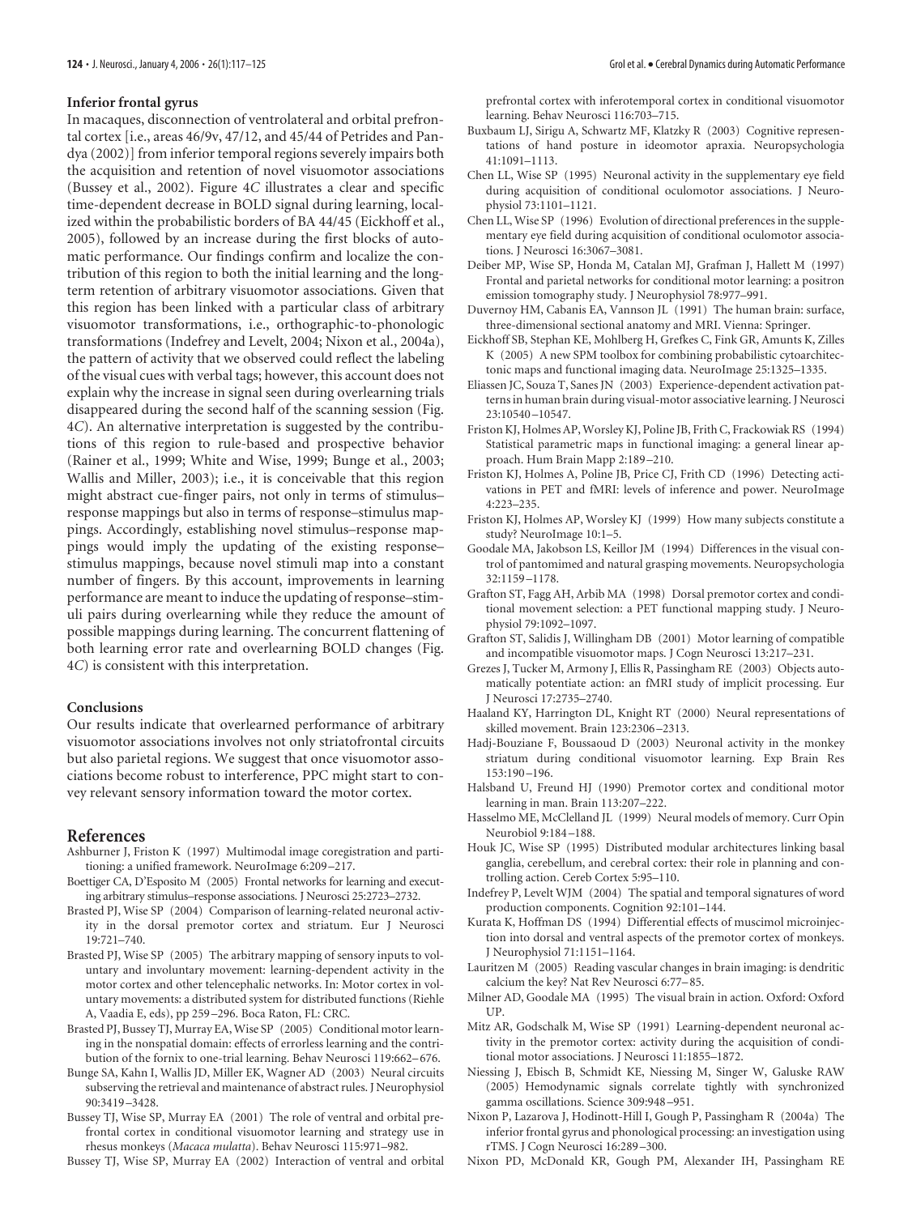### Inferior frontal gyrus

In macaques, disconnection of ventrolateral and orbital prefrontal cortex [i.e., areas 46/9v, 47/12, and 45/44 of Petrides and Pandya (2002)] from inferior temporal regions severely impairs both the acquisition and retention of novel visuomotor associations (Bussey et al., 2002). Figure 4*C* illustrates a clear and specific time-dependent decrease in BOLD signal during learning, localized within the probabilistic borders of BA 44/45 (Eickhoff et al., 2005), followed by an increase during the first blocks of automatic performance. Our findings confirm and localize the contribution of this region to both the initial learning and the long-term retention of arbitrary visuomotor associations. Given that this region has been linked with a particular class of arbitrary visuomotor transformations, i.e., orthographic-to-phonologic transformations (Indefrey and Levelt, 2004; Nixon et al., 2004a), the pattern of activity that we observed could reflect the labeling of the visual cues with verbal tags; however, this account does not explain why the increase in signal seen during overlearning trials disappeared during the second half of the scanning session (Fig. 4*C*). An alternative interpretation is suggested by the contributions of this region to rule-based and prospective behavior (Rainer et al., 1999; White and Wise, 1999; Bunge et al., 2003; Wallis and Miller, 2003); i.e., it is conceivable that this region might abstract cue-finger pairs, not only in terms of stimulus–response mappings but also in terms of response–stimulus mappings. Accordingly, establishing novel stimulus–response mappings would imply the updating of the existing response–stimulus mappings, because novel stimuli map into a constant number of fingers. By this account, improvements in learning performance are meant to induce the updating of response–stimuli pairs during overlearning while they reduce the amount of possible mappings during learning. The concurrent flattening of both learning error rate and overlearning BOLD changes (Fig. 4*C*) is consistent with this interpretation.

### Conclusions

Our results indicate that overlearned performance of arbitrary visuomotor associations involves not only striatofrontal circuits but also parietal regions. We suggest that once visuomotor associations become robust to interference, PPC might start to convey relevant sensory information toward the motor cortex.

## References

Ashburner J, Friston K (1997) Multimodal image coregistration and partitioning: a unified framework. NeuroImage 6:209–217.

Boettiger CA, D'Esposito M (2005) Frontal networks for learning and executing arbitrary stimulus–response associations. J Neurosci 25:2723–2732.

Brasted PJ, Wise SP (2004) Comparison of learning-related neuronal activity in the dorsal premotor cortex and striatum. Eur J Neurosci 19:721–740.

Brasted PJ, Wise SP (2005) The arbitrary mapping of sensory inputs to voluntary and involuntary movement: learning-dependent activity in the motor cortex and other telencephalic networks. In: Motor cortex in voluntary movements: a distributed system for distributed functions (Riehle A, Vaadia E, eds), pp 259–296. Boca Raton, FL: CRC.

Brasted PJ, Bussey TJ, Murray EA, Wise SP (2005) Conditional motor learning in the nonspatial domain: effects of errorless learning and the contribution of the fornix to one-trial learning. Behav Neurosci 119:662–676.

Bunge SA, Kahn I, Wallis JD, Miller EK, Wagner AD (2003) Neural circuits subserving the retrieval and maintenance of abstract rules. J Neurophysiol 90:3419–3428.

Bussey TJ, Wise SP, Murray EA (2001) The role of ventral and orbital prefrontal cortex in conditional visuomotor learning and strategy use in rhesus monkeys (*Macaca mulatta*). Behav Neurosci 115:971–982.

Bussey TJ, Wise SP, Murray EA (2002) Interaction of ventral and orbital prefrontal cortex with inferotemporal cortex in conditional visuomotor learning. Behav Neurosci 116:703–715.

Buxbaum LJ, Sirigu A, Schwartz MF, Klatzky R (2003) Cognitive representations of hand posture in ideomotor apraxia. Neuropsychologia 41:1091–1113.

Chen LL, Wise SP (1995) Neuronal activity in the supplementary eye field during acquisition of conditional oculomotor associations. J Neurophysiol 73:1101–1121.

Chen LL, Wise SP (1996) Evolution of directional preferences in the supplementary eye field during acquisition of conditional oculomotor associations. J Neurosci 16:3067–3081.

Deiber MP, Wise SP, Honda M, Catalan MJ, Grafman J, Hallett M (1997) Frontal and parietal networks for conditional motor learning: a positron emission tomography study. J Neurophysiol 78:977–991.

Duvernoy HM, Cabanis EA, Vannson JL (1991) The human brain: surface, three-dimensional sectional anatomy and MRI. Vienna: Springer.

Eickhoff SB, Stephan KE, Mohlberg H, Grefkes C, Fink GR, Amunts K, Zilles K (2005) A new SPM toolbox for combining probabilistic cytoarchitectonic maps and functional imaging data. NeuroImage 25:1325–1335.

Eliassen JC, Souza T, Sanes JN (2003) Experience-dependent activation patterns in human brain during visual-motor associative learning. J Neurosci 23:10540–10547.

Friston KJ, Holmes AP, Worsley KJ, Poline JB, Frith C, Frackowiak RS (1994) Statistical parametric maps in functional imaging: a general linear approach. Hum Brain Mapp 2:189–210.

Friston KJ, Holmes A, Poline JB, Price CJ, Frith CD (1996) Detecting activations in PET and fMRI: levels of inference and power. NeuroImage 4:223–235.

Friston KJ, Holmes AP, Worsley KJ (1999) How many subjects constitute a study? NeuroImage 10:1–5.

Goodale MA, Jakobson LS, Keillor JM (1994) Differences in the visual control of pantomimed and natural grasping movements. Neuropsychologia 32:1159–1178.

Grafton ST, Fagg AH, Arbib MA (1998) Dorsal premotor cortex and conditional movement selection: a PET functional mapping study. J Neurophysiol 79:1092–1097.

Grafton ST, Salidis J, Willingham DB (2001) Motor learning of compatible and incompatible visuomotor maps. J Cogn Neurosci 13:217–231.

Grezes J, Tucker M, Armony J, Ellis R, Passingham RE (2003) Objects automatically potentiate action: an fMRI study of implicit processing. Eur J Neurosci 17:2735–2740.

Haaland KY, Harrington DL, Knight RT (2000) Neural representations of skilled movement. Brain 123:2306–2313.

Hadj-Bouziane F, Boussaoud D (2003) Neuronal activity in the monkey striatum during conditional visuomotor learning. Exp Brain Res 153:190–196.

Halsband U, Freund HJ (1990) Premotor cortex and conditional motor learning in man. Brain 113:207–222.

Hasselmo ME, McClelland JL (1999) Neural models of memory. Curr Opin Neurobiol 9:184–188.

Houk JC, Wise SP (1995) Distributed modular architectures linking basal ganglia, cerebellum, and cerebral cortex: their role in planning and controlling action. Cereb Cortex 5:95–110.

Indefrey P, Levelt WJM (2004) The spatial and temporal signatures of word production components. Cognition 92:101–144.

Kurata K, Hoffman DS (1994) Differential effects of muscimol microinjection into dorsal and ventral aspects of the premotor cortex of monkeys. J Neurophysiol 71:1151–1164.

Lauritzen M (2005) Reading vascular changes in brain imaging: is dendritic calcium the key? Nat Rev Neurosci 6:77–85.

Milner AD, Goodale MA (1995) The visual brain in action. Oxford: Oxford UP.

Mitz AR, Godschalk M, Wise SP (1991) Learning-dependent neuronal activity in the premotor cortex: activity during the acquisition of conditional motor associations. J Neurosci 11:1855–1872.

Niessing J, Ebisch B, Schmidt KE, Niessing M, Singer W, Galuske RAW (2005) Hemodynamic signals correlate tightly with synchronized gamma oscillations. Science 309:948–951.

Nixon P, Lazarova J, Hodinott-Hill I, Gough P, Passingham R (2004a) The inferior frontal gyrus and phonological processing: an investigation using rTMS. J Cogn Neurosci 16:289–300.

Nixon PD, McDonald KR, Gough PM, Alexander IH, Passingham RE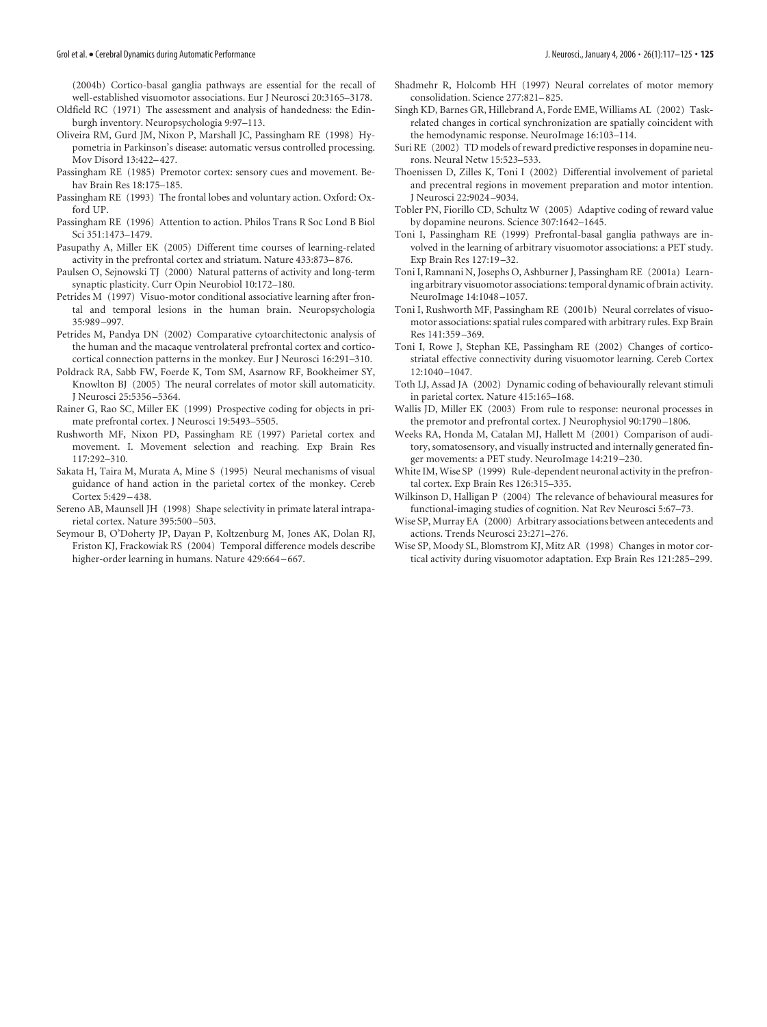(2004b) Cortico-basal ganglia pathways are essential for the recall of well-established visuomotor associations. Eur J Neurosci 20:3165–3178.

Oldfield RC (1971) The assessment and analysis of handedness: the Edinburgh inventory. Neuropsychologia 9:97–113.

Oliveira RM, Gurd JM, Nixon P, Marshall JC, Passingham RE (1998) Hypometria in Parkinson's disease: automatic versus controlled processing. Mov Disord 13:422–427.

Passingham RE (1985) Premotor cortex: sensory cues and movement. Behav Brain Res 18:175–185.

Passingham RE (1993) The frontal lobes and voluntary action. Oxford: Oxford UP.

Passingham RE (1996) Attention to action. Philos Trans R Soc Lond B Biol Sci 351:1473–1479.

Pasupathy A, Miller EK (2005) Different time courses of learning-related activity in the prefrontal cortex and striatum. Nature 433:873–876.

Paulsen O, Sejnowski TJ (2000) Natural patterns of activity and long-term synaptic plasticity. Curr Opin Neurobiol 10:172–180.

Petrides M (1997) Visuo-motor conditional associative learning after frontal and temporal lesions in the human brain. Neuropsychologia 35:989–997.

Petrides M, Pandya DN (2002) Comparative cytoarchitectonic analysis of the human and the macaque ventrolateral prefrontal cortex and corticocortical connection patterns in the monkey. Eur J Neurosci 16:291–310.

Poldrack RA, Sabb FW, Foerde K, Tom SM, Asarnow RF, Bookheimer SY, Knowlton BJ (2005) The neural correlates of motor skill automaticity. J Neurosci 25:5356–5364.

Rainer G, Rao SC, Miller EK (1999) Prospective coding for objects in primate prefrontal cortex. J Neurosci 19:5493–5505.

Rushworth MF, Nixon PD, Passingham RE (1997) Parietal cortex and movement. I. Movement selection and reaching. Exp Brain Res 117:292–310.

Sakata H, Taira M, Murata A, Mine S (1995) Neural mechanisms of visual guidance of hand action in the parietal cortex of the monkey. Cereb Cortex 5:429–438.

Sereno AB, Maunsell JH (1998) Shape selectivity in primate lateral intraparietal cortex. Nature 395:500–503.

Seymour B, O'Doherty JP, Dayan P, Koltzenburg M, Jones AK, Dolan RJ, Friston KJ, Frackowiak RS (2004) Temporal difference models describe higher-order learning in humans. Nature 429:664–667.

Shadmehr R, Holcomb HH (1997) Neural correlates of motor memory consolidation. Science 277:821–825.

Singh KD, Barnes GR, Hillebrand A, Forde EME, Williams AL (2002) Task-related changes in cortical synchronization are spatially coincident with the hemodynamic response. NeuroImage 16:103–114.

Suri RE (2002) TD models of reward predictive responses in dopamine neurons. Neural Netw 15:523–533.

Thoenissen D, Zilles K, Toni I (2002) Differential involvement of parietal and precentral regions in movement preparation and motor intention. J Neurosci 22:9024–9034.

Tobler PN, Fiorillo CD, Schultz W (2005) Adaptive coding of reward value by dopamine neurons. Science 307:1642–1645.

Toni I, Passingham RE (1999) Prefrontal-basal ganglia pathways are involved in the learning of arbitrary visuomotor associations: a PET study. Exp Brain Res 127:19–32.

Toni I, Ramnani N, Josephs O, Ashburner J, Passingham RE (2001a) Learning arbitrary visuomotor associations: temporal dynamic of brain activity. NeuroImage 14:1048–1057.

Toni I, Rushworth MF, Passingham RE (2001b) Neural correlates of visuomotor associations: spatial rules compared with arbitrary rules. Exp Brain Res 141:359–369.

Toni I, Rowe J, Stephan KE, Passingham RE (2002) Changes of corticostriatal effective connectivity during visuomotor learning. Cereb Cortex 12:1040–1047.

Toth LJ, Assad JA (2002) Dynamic coding of behaviourally relevant stimuli in parietal cortex. Nature 415:165–168.

Wallis JD, Miller EK (2003) From rule to response: neuronal processes in the premotor and prefrontal cortex. J Neurophysiol 90:1790–1806.

Weeks RA, Honda M, Catalan MJ, Hallett M (2001) Comparison of auditory, somatosensory, and visually instructed and internally generated finger movements: a PET study. NeuroImage 14:219–230.

White IM, Wise SP (1999) Rule-dependent neuronal activity in the prefrontal cortex. Exp Brain Res 126:315–335.

Wilkinson D, Halligan P (2004) The relevance of behavioural measures for functional-imaging studies of cognition. Nat Rev Neurosci 5:67–73.

Wise SP, Murray EA (2000) Arbitrary associations between antecedents and actions. Trends Neurosci 23:271–276.

Wise SP, Moody SL, Blomstrom KJ, Mitz AR (1998) Changes in motor cortical activity during visuomotor adaptation. Exp Brain Res 121:285–299.